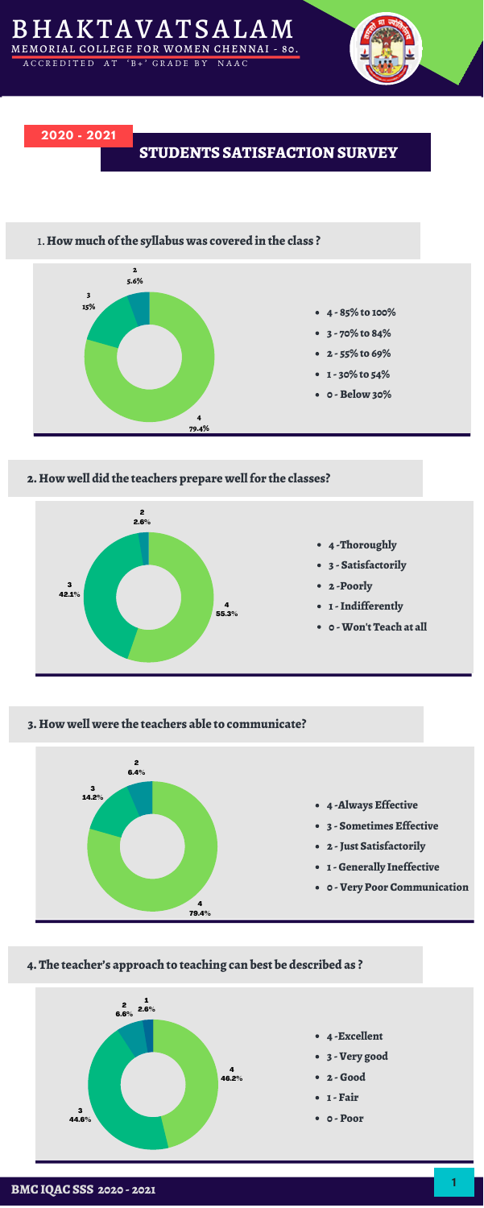# BHAKTAVATSALAM

MEMORIAL COLLEGE FOR WOMEN CHENNAI - 80.

ACCREDITED AT 'B+' GRADE BY NAAC

**2020 - 2021**

## STUDENTS SATISFACTION SURVEY

### 1. How much of the syllabus was covered in the class ?

- 4 - 85% to 100%
- 3 - 70% to 84%
- 2 - 55% to 69%
- 1 - 30% to 54%
- 0 - Below 30%

| Response | Percentage |
|---|---|
| 4 | 79.4% |
| 3 | 15% |
| 2 | 5.6% |

### 2. How well did the teachers prepare well for the classes?

- 4 - Thoroughly
- 3 - Satisfactorily
- 2 - Poorly
- 1 - Indifferently
- 0 - Won't Teach at all

| Response | Percentage |
|---|---|
| 4 | 55.3% |
| 3 | 42.1% |
| 2 | 2.6% |

### 3. How well were the teachers able to communicate?

- 4 - Always Effective
- 3 - Sometimes Effective
- 2 - Just Satisfactorily
- 1 - Generally Ineffective
- 0 - Very Poor Communication

| Response | Percentage |
|---|---|
| 4 | 79.4% |
| 3 | 14.2% |
| 2 | 6.4% |

### 4. The teacher's approach to teaching can best be described as ?

- 4 - Excellent
- 3 - Very good
- 2 - Good
- 1 - Fair
- 0 - Poor

| Response | Percentage |
|---|---|
| 4 | 46.2% |
| 3 | 44.6% |
| 2 | 6.6% |
| 1 | 2.6% |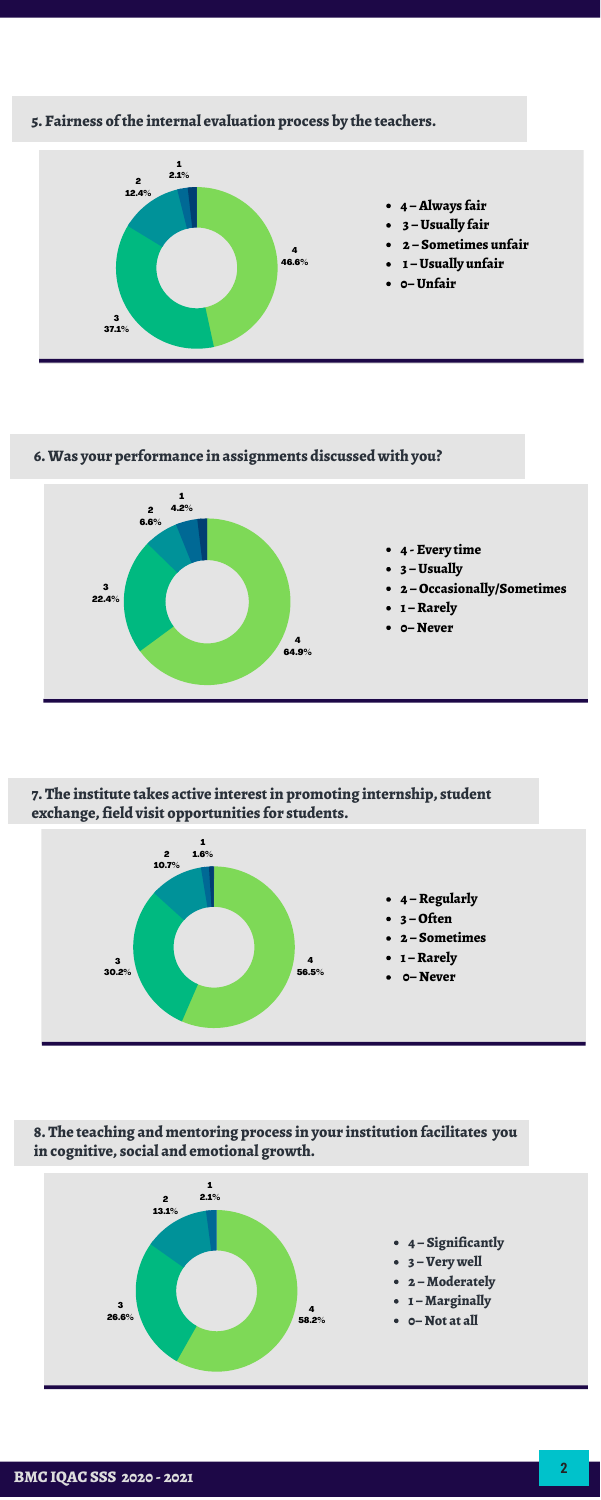## 5. Fairness of the internal evaluation process by the teachers.

| Response | Percentage |
|---|---|
| 4 | 46.6% |
| 3 | 37.1% |
| 2 | 12.4% |
| 1 | 2.1% |

- 4 – Always fair
- 3 – Usually fair
- 2 – Sometimes unfair
- 1 – Usually unfair
- 0– Unfair

## 6. Was your performance in assignments discussed with you?

| Response | Percentage |
|---|---|
| 4 | 64.9% |
| 3 | 22.4% |
| 2 | 6.6% |
| 1 | 4.2% |

- 4 - Every time
- 3 – Usually
- 2 – Occasionally/Sometimes
- 1 – Rarely
- 0– Never

## 7. The institute takes active interest in promoting internship, student exchange, field visit opportunities for students.

| Response | Percentage |
|---|---|
| 4 | 56.5% |
| 3 | 30.2% |
| 2 | 10.7% |
| 1 | 1.6% |

- 4 – Regularly
- 3 – Often
- 2 – Sometimes
- 1 – Rarely
- 0– Never

## 8. The teaching and mentoring process in your institution facilitates you in cognitive, social and emotional growth.

| Response | Percentage |
|---|---|
| 4 | 58.2% |
| 3 | 26.6% |
| 2 | 13.1% |
| 1 | 2.1% |

- 4 – Significantly
- 3 – Very well
- 2 – Moderately
- 1 – Marginally
- 0– Not at all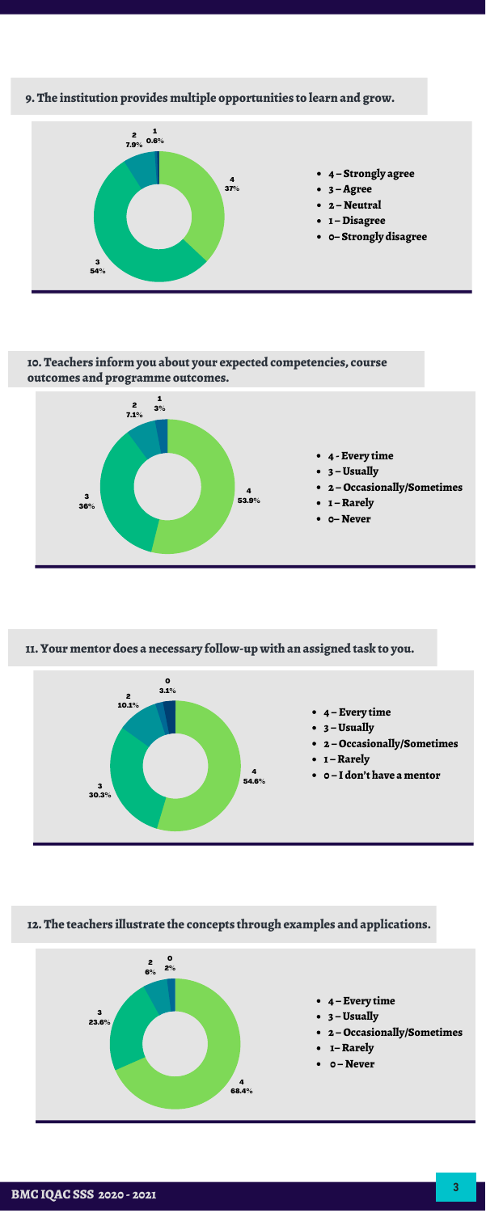**9. The institution provides multiple opportunities to learn and grow.**

- 4 – Strongly agree
- 3 – Agree
- 2 – Neutral
- 1 – Disagree
- 0– Strongly disagree

4: 37%
3: 54%
2: 7.9%
1: 0.6%

**10. Teachers inform you about your expected competencies, course outcomes and programme outcomes.**

- 4 - Every time
- 3 – Usually
- 2 – Occasionally/Sometimes
- 1 – Rarely
- 0– Never

4: 53.9%
3: 36%
2: 7.1%
1: 3%

**11. Your mentor does a necessary follow-up with an assigned task to you.**

- 4 – Every time
- 3 – Usually
- 2 – Occasionally/Sometimes
- 1 – Rarely
- 0 – I don't have a mentor

4: 54.6%
3: 30.3%
2: 10.1%
0: 3.1%

**12. The teachers illustrate the concepts through examples and applications.**

- 4 – Every time
- 3 – Usually
- 2 – Occasionally/Sometimes
- 1– Rarely
- 0 – Never

4: 68.4%
3: 23.6%
2: 6%
0: 2%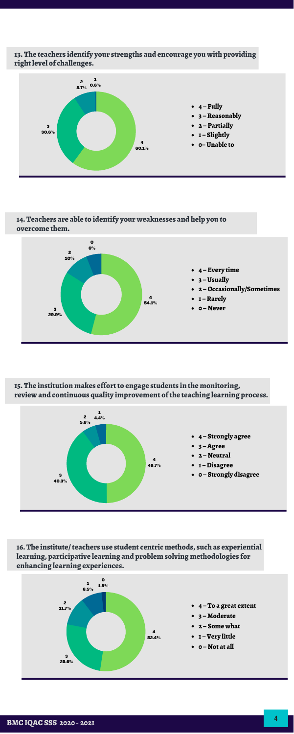**13. The teachers identify your strengths and encourage you with providing right level of challenges.**

- 4 – Fully
- 3 – Reasonably
- 2 – Partially
- 1 – Slightly
- 0– Unable to

| Response | Percentage |
|---|---|
| 4 | 60.1% |
| 3 | 30.6% |
| 2 | 8.7% |
| 1 | 0.6% |

**14. Teachers are able to identify your weaknesses and help you to overcome them.**

- 4 – Every time
- 3 – Usually
- 2 – Occasionally/Sometimes
- 1 – Rarely
- 0 – Never

| Response | Percentage |
|---|---|
| 4 | 54.1% |
| 3 | 29.9% |
| 2 | 10% |
| 0 | 6% |

**15. The institution makes effort to engage students in the monitoring, review and continuous quality improvement of the teaching learning process.**

- 4 – Strongly agree
- 3 – Agree
- 2 – Neutral
- 1 – Disagree
- 0 – Strongly disagree

| Response | Percentage |
|---|---|
| 4 | 49.7% |
| 3 | 40.3% |
| 2 | 5.6% |
| 1 | 4.4% |

**16. The institute/ teachers use student centric methods, such as experiential learning, participative learning and problem solving methodologies for enhancing learning experiences.**

- 4 – To a great extent
- 3 – Moderate
- 2 – Some what
- 1 – Very little
- 0 – Not at all

| Response | Percentage |
|---|---|
| 4 | 52.4% |
| 3 | 25.6% |
| 2 | 11.7% |
| 1 | 8.5% |
| 0 | 1.8% |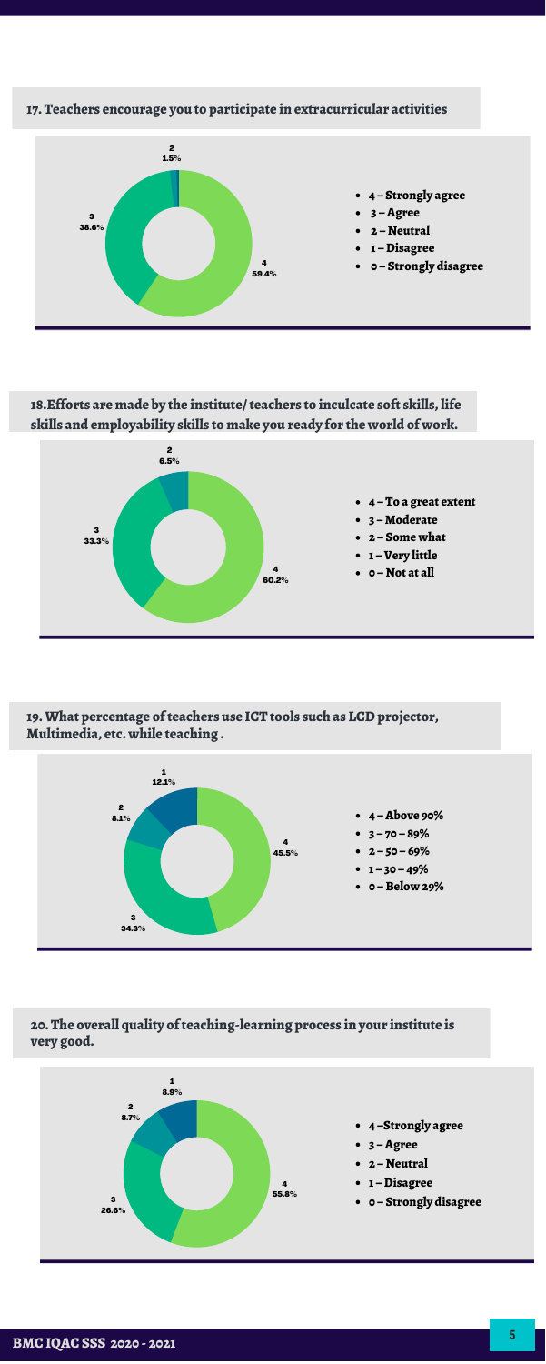## 17. Teachers encourage you to participate in extracurricular activities

- 4 – Strongly agree
- 3 – Agree
- 2 – Neutral
- 1 – Disagree
- 0 – Strongly disagree

4: 59.4%
3: 38.6%
2: 1.5%

## 18. Efforts are made by the institute/ teachers to inculcate soft skills, life skills and employability skills to make you ready for the world of work.

- 4 – To a great extent
- 3 – Moderate
- 2 – Some what
- 1 – Very little
- 0 – Not at all

4: 60.2%
3: 33.3%
2: 6.5%

## 19. What percentage of teachers use ICT tools such as LCD projector, Multimedia, etc. while teaching .

- 4 – Above 90%
- 3 – 70 – 89%
- 2 – 50 – 69%
- 1 – 30 – 49%
- 0 – Below 29%

4: 45.5%
3: 34.3%
2: 8.1%
1: 12.1%

## 20. The overall quality of teaching-learning process in your institute is very good.

- 4 – Strongly agree
- 3 – Agree
- 2 – Neutral
- 1 – Disagree
- 0 – Strongly disagree

4: 55.8%
3: 26.6%
2: 8.7%
1: 8.9%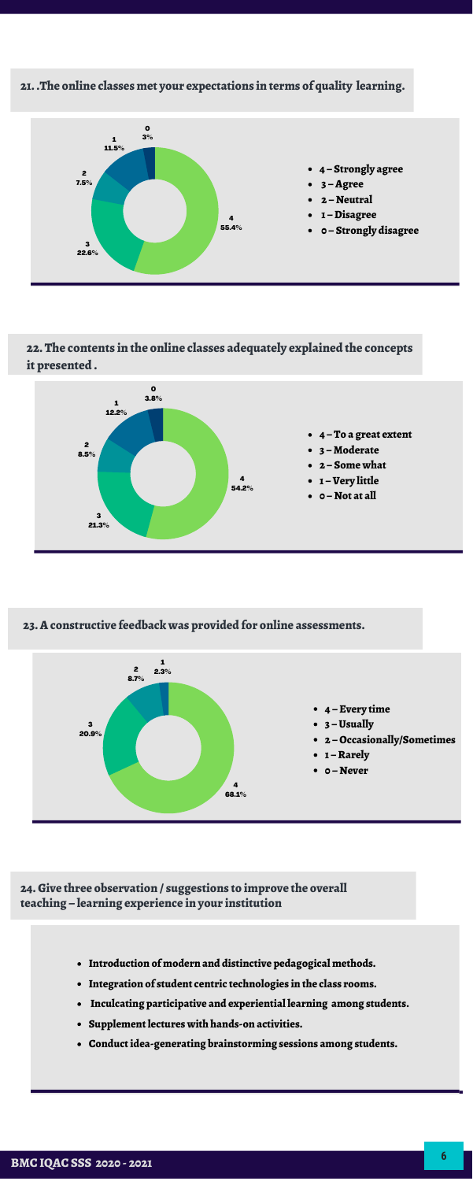## 21. .The online classes met your expectations in terms of quality learning.

0
3%
1
11.5%
2
7.5%
3
22.6%
4
55.4%

- 4 – Strongly agree
- 3 – Agree
- 2 – Neutral
- 1 – Disagree
- 0 – Strongly disagree

## 22. The contents in the online classes adequately explained the concepts it presented .

0
3.8%
1
12.2%
2
8.5%
3
21.3%
4
54.2%

- 4 – To a great extent
- 3 – Moderate
- 2 – Some what
- 1 – Very little
- 0 – Not at all

## 23. A constructive feedback was provided for online assessments.

1
2.3%
2
8.7%
3
20.9%
4
68.1%

- 4 – Every time
- 3 – Usually
- 2 – Occasionally/Sometimes
- 1 – Rarely
- 0 – Never

## 24. Give three observation / suggestions to improve the overall teaching – learning experience in your institution

- Introduction of modern and distinctive pedagogical methods.
- Integration of student centric technologies in the class rooms.
- Inculcating participative and experiential learning among students.
- Supplement lectures with hands-on activities.
- Conduct idea-generating brainstorming sessions among students.